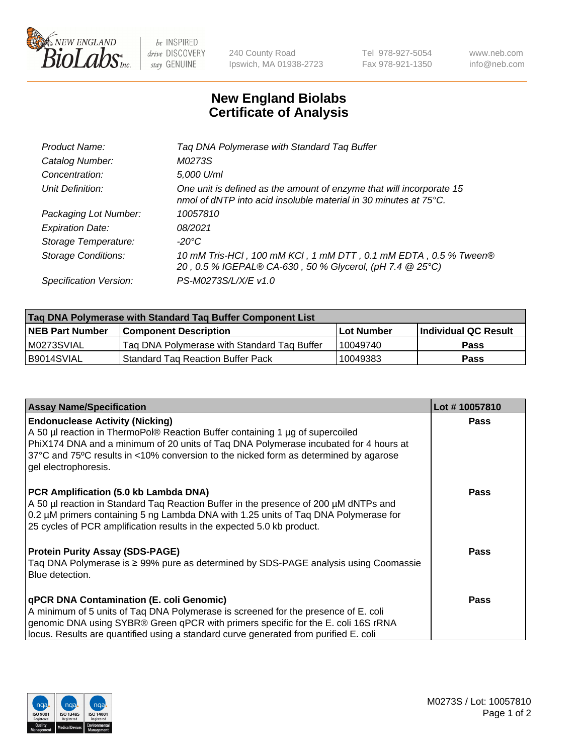# New England Biolabs Certificate of Analysis

| | |
|---|---|
| *Product Name:* | *Taq DNA Polymerase with Standard Taq Buffer* |
| *Catalog Number:* | *M0273S* |
| *Concentration:* | *5,000 U/ml* |
| *Unit Definition:* | *One unit is defined as the amount of enzyme that will incorporate 15 nmol of dNTP into acid insoluble material in 30 minutes at 75°C.* |
| *Packaging Lot Number:* | *10057810* |
| *Expiration Date:* | *08/2021* |
| *Storage Temperature:* | *-20°C* |
| *Storage Conditions:* | *10 mM Tris-HCl , 100 mM KCl , 1 mM DTT , 0.1 mM EDTA , 0.5 % Tween® 20 , 0.5 % IGEPAL® CA-630 , 50 % Glycerol, (pH 7.4 @ 25°C)* |
| *Specification Version:* | *PS-M0273S/L/X/E v1.0* |

| Taq DNA Polymerase with Standard Taq Buffer Component List | | | |
|---|---|---|---|
| **NEB Part Number** | **Component Description** | **Lot Number** | **Individual QC Result** |
| M0273SVIAL | Taq DNA Polymerase with Standard Taq Buffer | 10049740 | **Pass** |
| B9014SVIAL | Standard Taq Reaction Buffer Pack | 10049383 | **Pass** |

| Assay Name/Specification | Lot # 10057810 |
|---|---|
| **Endonuclease Activity (Nicking)** A 50 µl reaction in ThermoPol® Reaction Buffer containing 1 µg of supercoiled PhiX174 DNA and a minimum of 20 units of Taq DNA Polymerase incubated for 4 hours at 37°C and 75ºC results in <10% conversion to the nicked form as determined by agarose gel electrophoresis. | **Pass** |
| **PCR Amplification (5.0 kb Lambda DNA)** A 50 µl reaction in Standard Taq Reaction Buffer in the presence of 200 µM dNTPs and 0.2 µM primers containing 5 ng Lambda DNA with 1.25 units of Taq DNA Polymerase for 25 cycles of PCR amplification results in the expected 5.0 kb product. | **Pass** |
| **Protein Purity Assay (SDS-PAGE)** Taq DNA Polymerase is ≥ 99% pure as determined by SDS-PAGE analysis using Coomassie Blue detection. | **Pass** |
| **qPCR DNA Contamination (E. coli Genomic)** A minimum of 5 units of Taq DNA Polymerase is screened for the presence of E. coli genomic DNA using SYBR® Green qPCR with primers specific for the E. coli 16S rRNA locus. Results are quantified using a standard curve generated from purified E. coli | **Pass** |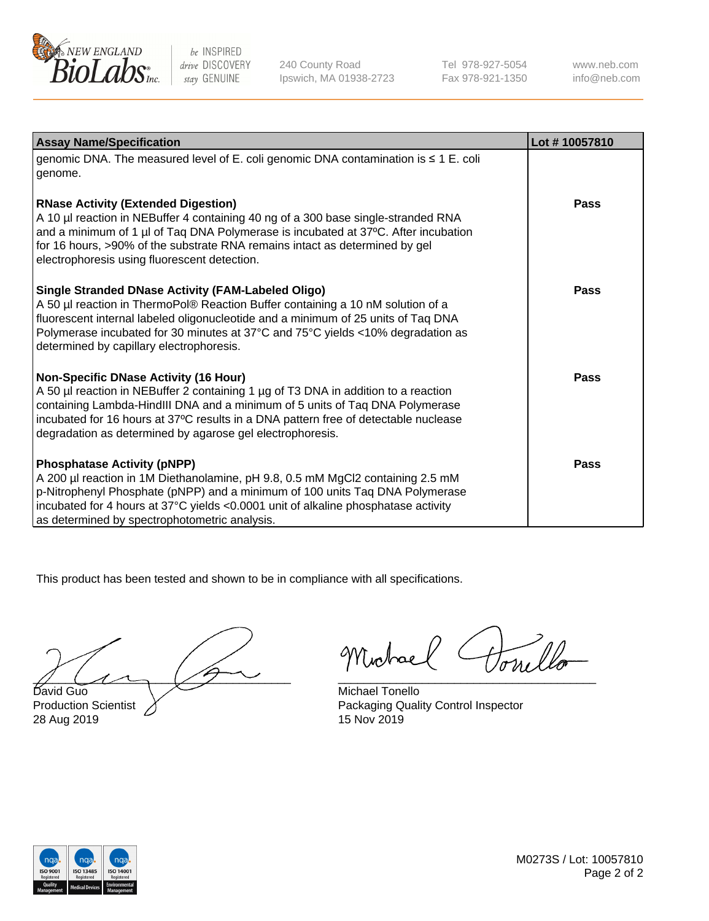| Assay Name/Specification | Lot # 10057810 |
|---|---|
| genomic DNA. The measured level of E. coli genomic DNA contamination is ≤ 1 E. coli genome. | |
| **RNase Activity (Extended Digestion)**<br>A 10 µl reaction in NEBuffer 4 containing 40 ng of a 300 base single-stranded RNA and a minimum of 1 µl of Taq DNA Polymerase is incubated at 37ºC. After incubation for 16 hours, >90% of the substrate RNA remains intact as determined by gel electrophoresis using fluorescent detection. | **Pass** |
| **Single Stranded DNase Activity (FAM-Labeled Oligo)**<br>A 50 µl reaction in ThermoPol® Reaction Buffer containing a 10 nM solution of a fluorescent internal labeled oligonucleotide and a minimum of 25 units of Taq DNA Polymerase incubated for 30 minutes at 37°C and 75°C yields <10% degradation as determined by capillary electrophoresis. | **Pass** |
| **Non-Specific DNase Activity (16 Hour)**<br>A 50 µl reaction in NEBuffer 2 containing 1 µg of T3 DNA in addition to a reaction containing Lambda-HindIII DNA and a minimum of 5 units of Taq DNA Polymerase incubated for 16 hours at 37ºC results in a DNA pattern free of detectable nuclease degradation as determined by agarose gel electrophoresis. | **Pass** |
| **Phosphatase Activity (pNPP)**<br>A 200 µl reaction in 1M Diethanolamine, pH 9.8, 0.5 mM $MgCl_2$ containing 2.5 mM p-Nitrophenyl Phosphate (pNPP) and a minimum of 100 units Taq DNA Polymerase incubated for 4 hours at 37°C yields <0.0001 unit of alkaline phosphatase activity as determined by spectrophotometric analysis. | **Pass** |

This product has been tested and shown to be in compliance with all specifications.

David Guo
Production Scientist
28 Aug 2019

Michael Tonello
Packaging Quality Control Inspector
15 Nov 2019

M0273S / Lot: 10057810